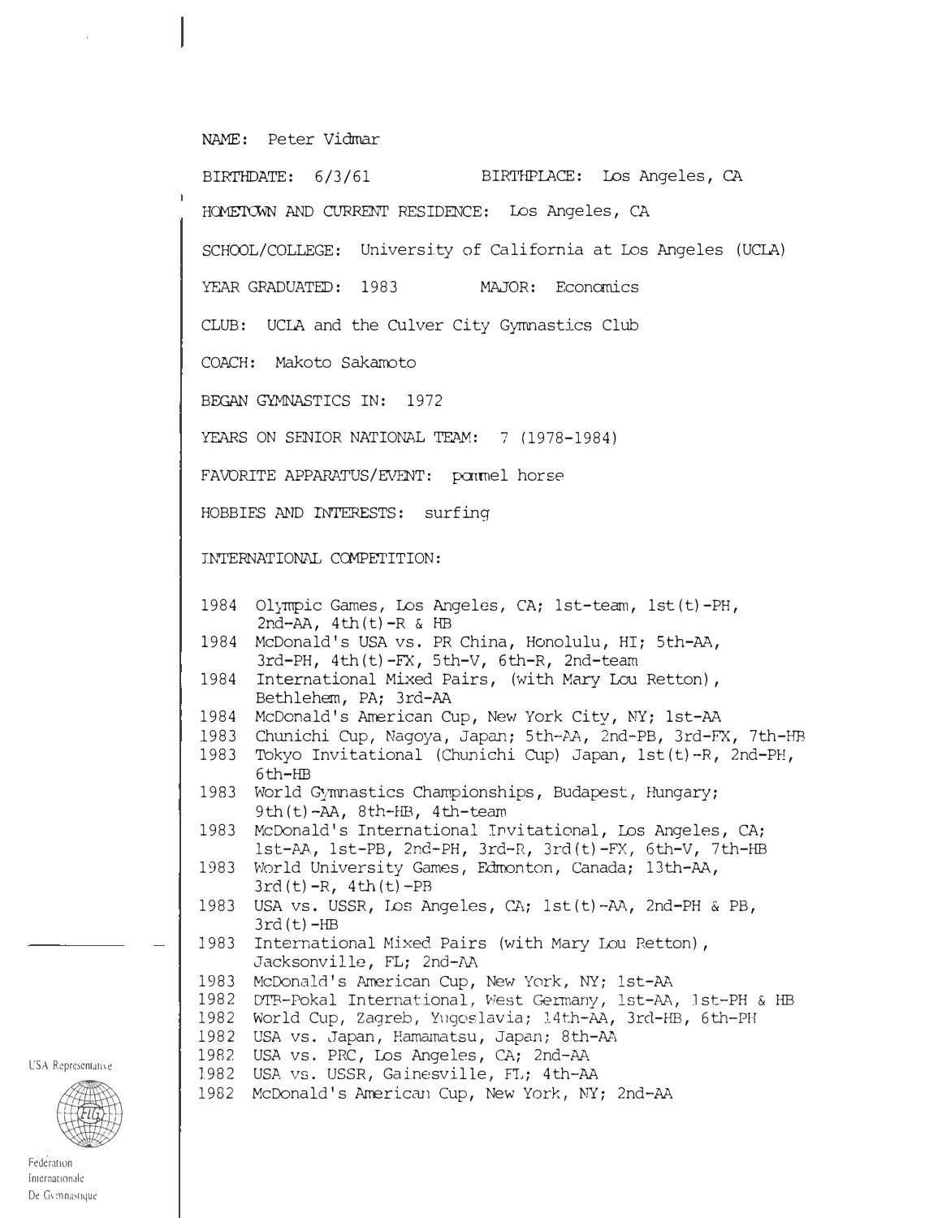NAME: Peter Vidmar

BIRTHDATE: 6/3/61 BIRTHPLACE: Los Angeles, CA

HOMETOWN AND CURRENT RESIDENCE: Los Angeles, CA

SCHOOL/COLLEGE: University of California at Los Angeles (UCLA)

YEAR GRADUATED: 1983 MAJOR: Economics

CLUB: UCLA and the Culver City Gymnastics Club

COACH: Makoto Sakamoto

BEGAN GYMNASTICS IN: 1972

YEARS ON SENIOR NATIONAL TEAM: 7 (1978-1984)

FAVORITE APPARATUS/EVENT: pommel horse

HOBBIES AND INTERESTS: surfing

INTERNATIONAL COMPETITION:

- 1984 Olympic Games, Los Angeles, CA; 1st-team, 1st(t)-PH, 2nd-AA, 4th(t)-R & HB
- 1984 McDonald's USA vs. PR China, Honolulu, HI; 5th-AA, 3rd-PH, 4th(t)-FX, 5th-V, 6th-R, 2nd-team
- 1984 International Mixed Pairs, (with Mary Lou Retton), Bethlehem, PA; 3rd-AA
- 1984 McDonald's American Cup, New York City, NY; 1st-AA
- 1983 Chunichi Cup, Nagoya, Japan; 5th-AA, 2nd-PB, 3rd-FX, 7th-HB
- 1983 Tokyo Invitational (Chunichi Cup) Japan, 1st(t)-R, 2nd-PH, 6th-HB
- 1983 World Gymnastics Championships, Budapest, Hungary; 9th(t)-AA, 8th-HB, 4th-team
- 1983 McDonald's International Invitational, Los Angeles, CA; 1st-AA, 1st-PB, 2nd-PH, 3rd-R, 3rd(t)-FX, 6th-V, 7th-HB
- 1983 World University Games, Edmonton, Canada; 13th-AA, 3rd(t)-R, 4th(t)-PB
- 1983 USA vs. USSR, Los Angeles, CA; 1st(t)-AA, 2nd-PH & PB, 3rd(t)-HB
- 1983 International Mixed Pairs (with Mary Lou Retton), Jacksonville, FL; 2nd-AA
- 1983 McDonald's American Cup, New York, NY; 1st-AA
- 1982 DTB-Pokal International, West Germany, 1st-AA, 1st-PH & HB
- 1982 World Cup, Zagreb, Yugoslavia; 14th-AA, 3rd-HB, 6th-PH
- 1982 USA vs. Japan, Hamamatsu, Japan; 8th-AA
- 1982 USA vs. PRC, Los Angeles, CA; 2nd-AA
- 1982 USA vs. USSR, Gainesville, FL; 4th-AA
- 1982 McDonald's American Cup, New York, NY; 2nd-AA

USA Representative

Fédération Internationale De Gymnastique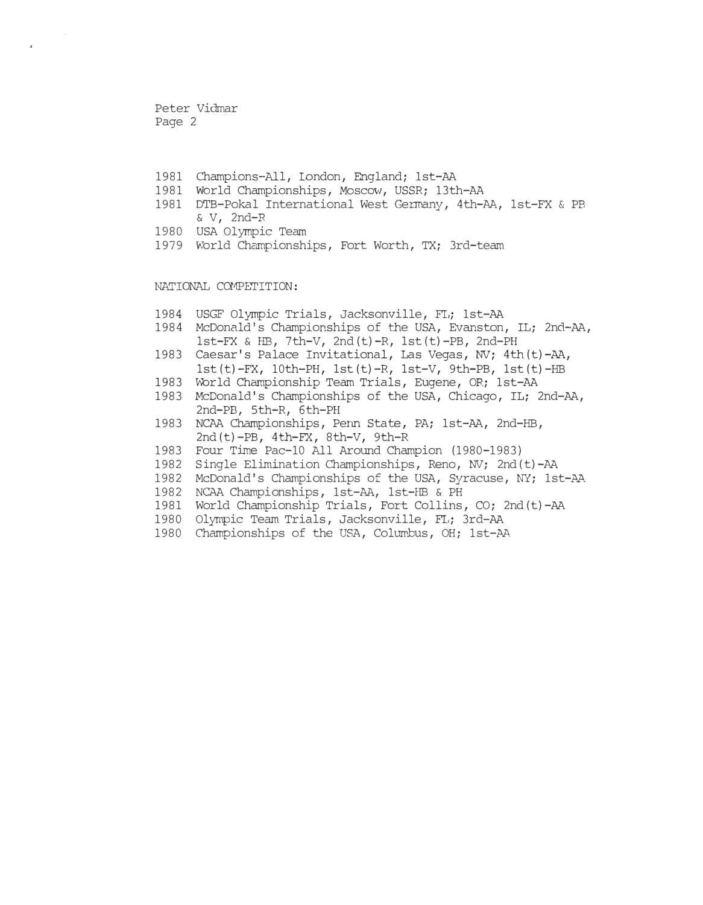1981 Champions-All, London, England; 1st-AA
1981 World Championships, Moscow, USSR; 13th-AA
1981 DTB-Pokal International West Germany, 4th-AA, 1st-FX & PB & V, 2nd-R
1980 USA Olympic Team
1979 World Championships, Fort Worth, TX; 3rd-team

NATIONAL COMPETITION:

1984 USGF Olympic Trials, Jacksonville, FL; 1st-AA
1984 McDonald's Championships of the USA, Evanston, IL; 2nd-AA, 1st-FX & HB, 7th-V, 2nd(t)-R, 1st(t)-PB, 2nd-PH
1983 Caesar's Palace Invitational, Las Vegas, NV; 4th(t)-AA, 1st(t)-FX, 10th-PH, 1st(t)-R, 1st-V, 9th-PB, 1st(t)-HB
1983 World Championship Team Trials, Eugene, OR; 1st-AA
1983 McDonald's Championships of the USA, Chicago, IL; 2nd-AA, 2nd-PB, 5th-R, 6th-PH
1983 NCAA Championships, Penn State, PA; 1st-AA, 2nd-HB, 2nd(t)-PB, 4th-FX, 8th-V, 9th-R
1983 Four Time Pac-10 All Around Champion (1980-1983)
1982 Single Elimination Championships, Reno, NV; 2nd(t)-AA
1982 McDonald's Championships of the USA, Syracuse, NY; 1st-AA
1982 NCAA Championships, 1st-AA, 1st-HB & PH
1981 World Championship Trials, Fort Collins, CO; 2nd(t)-AA
1980 Olympic Team Trials, Jacksonville, FL; 3rd-AA
1980 Championships of the USA, Columbus, OH; 1st-AA